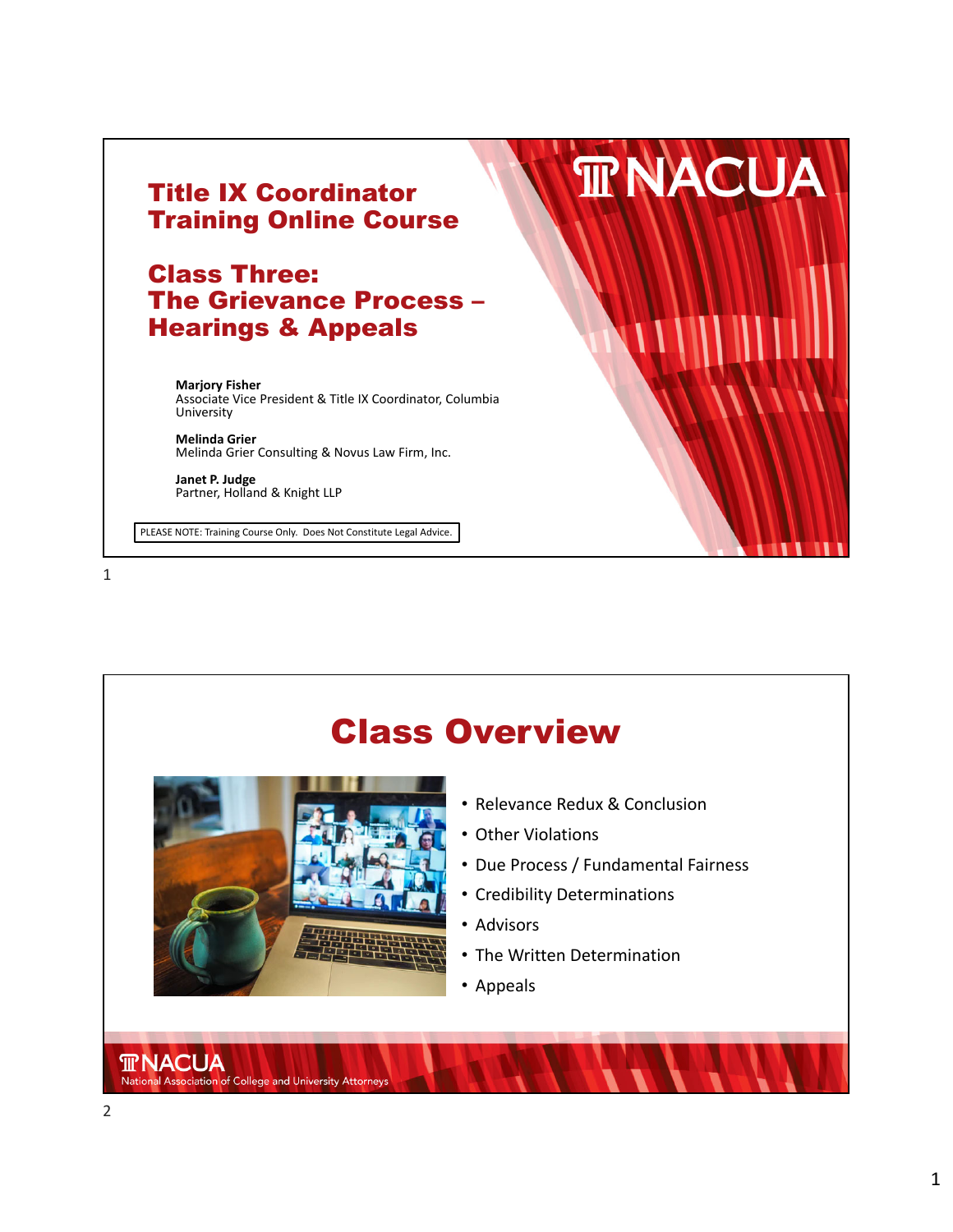# Title IX Coordinator Training Online Course

## Class Three: The Grievance Process – Hearings & Appeals

**Marjory Fisher**
Associate Vice President & Title IX Coordinator, Columbia University

**Melinda Grier**
Melinda Grier Consulting & Novus Law Firm, Inc.

**Janet P. Judge**
Partner, Holland & Knight LLP

PLEASE NOTE: Training Course Only. Does Not Constitute Legal Advice.

# Class Overview

- Relevance Redux & Conclusion
- Other Violations
- Due Process / Fundamental Fairness
- Credibility Determinations
- Advisors
- The Written Determination
- Appeals

NACUA
National Association of College and University Attorneys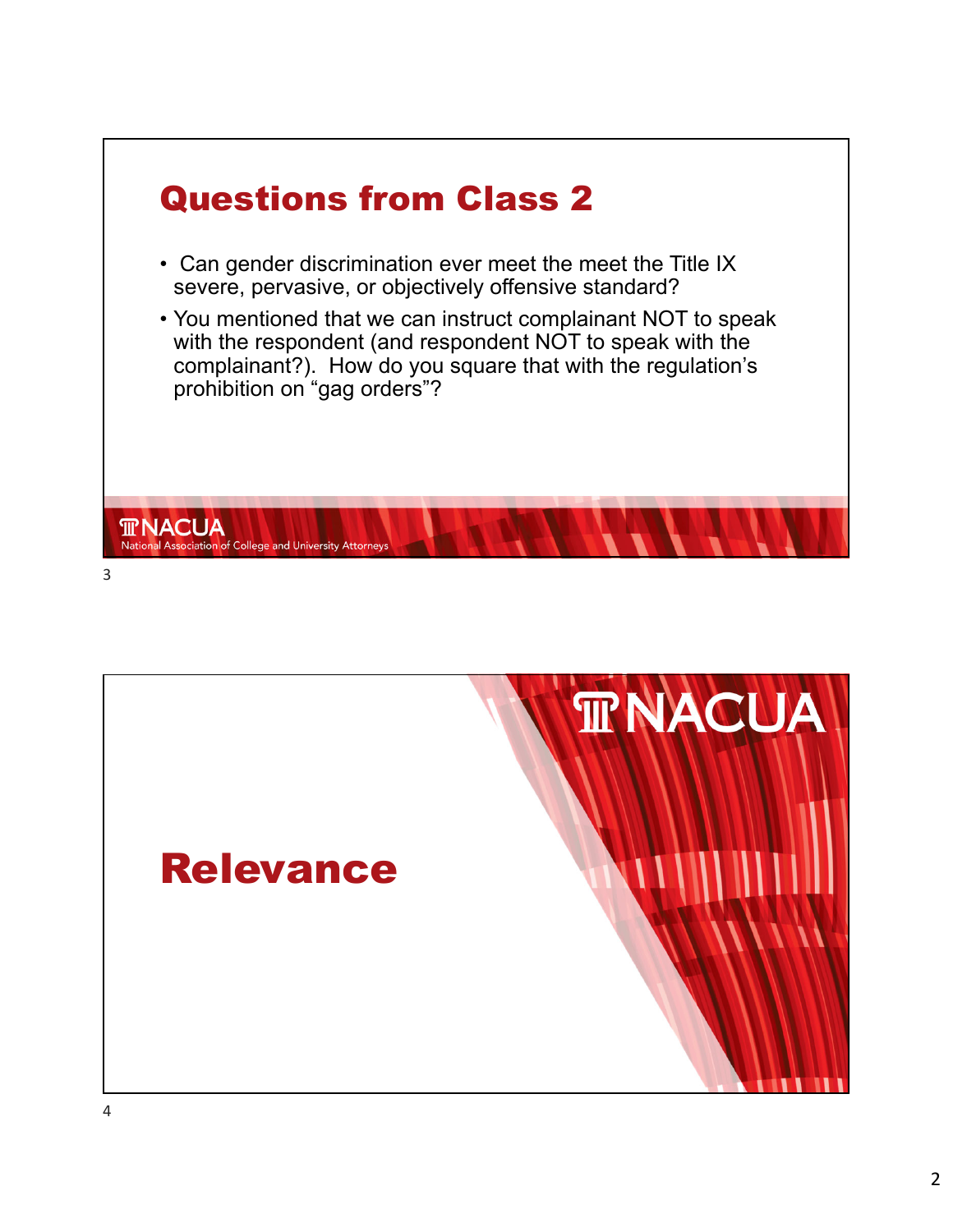## Questions from Class 2

- Can gender discrimination ever meet the meet the Title IX severe, pervasive, or objectively offensive standard?
- You mentioned that we can instruct complainant NOT to speak with the respondent (and respondent NOT to speak with the complainant?). How do you square that with the regulation's prohibition on "gag orders"?

NACUA
National Association of College and University Attorneys

## Relevance

NACUA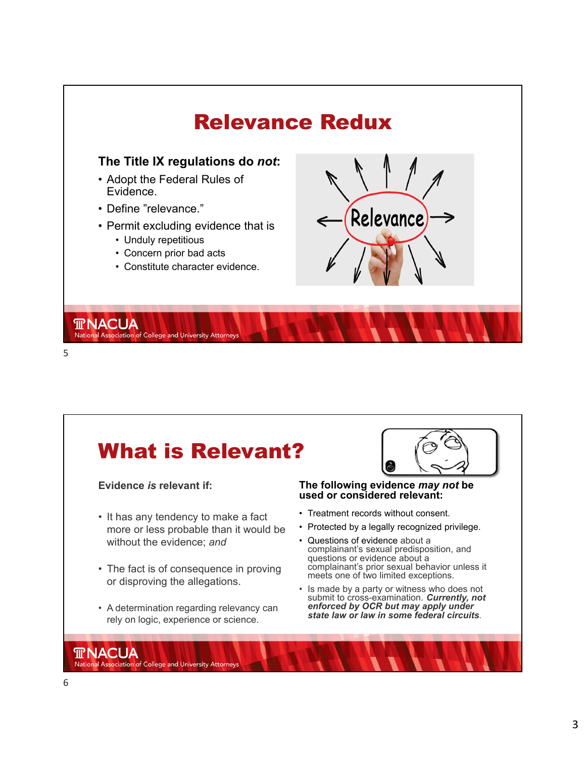# Relevance Redux

**The Title IX regulations do *not*:**

- Adopt the Federal Rules of Evidence.
- Define "relevance."
- Permit excluding evidence that is
  - Unduly repetitious
  - Concern prior bad acts
  - Constitute character evidence.

# What is Relevant?

**Evidence *is* relevant if:**

- It has any tendency to make a fact more or less probable than it would be without the evidence; *and*
- The fact is of consequence in proving or disproving the allegations.
- A determination regarding relevancy can rely on logic, experience or science.

**The following evidence *may not* be used or considered relevant:**

- Treatment records without consent.
- Protected by a legally recognized privilege.
- Questions of evidence about a complainant's sexual predisposition, and questions or evidence about a complainant's prior sexual behavior unless it meets one of two limited exceptions.
- Is made by a party or witness who does not submit to cross-examination. ***Currently, not enforced by OCR but may apply under state law or law in some federal circuits***.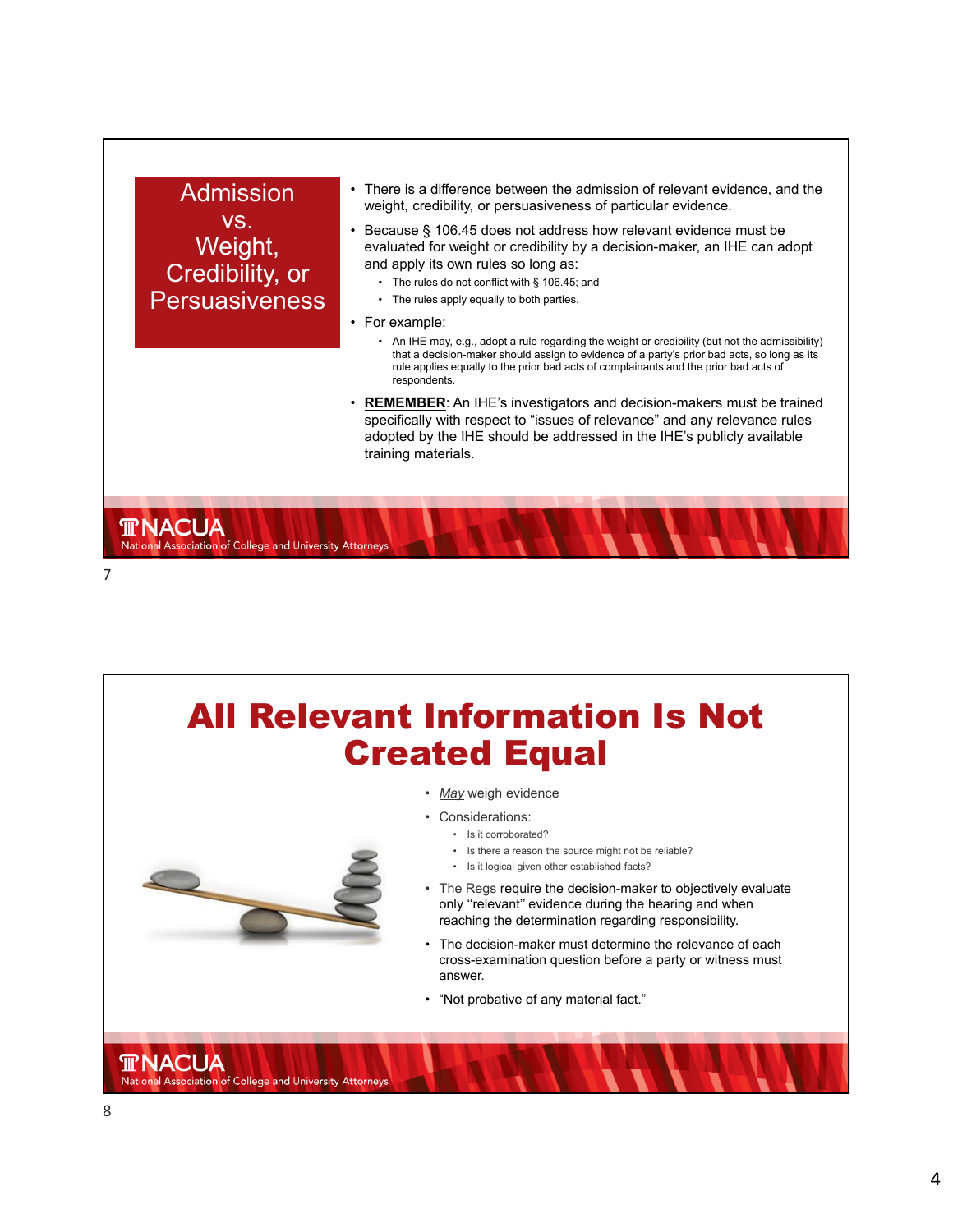## Admission vs. Weight, Credibility, or Persuasiveness

- There is a difference between the admission of relevant evidence, and the weight, credibility, or persuasiveness of particular evidence.
- Because § 106.45 does not address how relevant evidence must be evaluated for weight or credibility by a decision-maker, an IHE can adopt and apply its own rules so long as:
  - The rules do not conflict with § 106.45; and
  - The rules apply equally to both parties.
- For example:
  - An IHE may, e.g., adopt a rule regarding the weight or credibility (but not the admissibility) that a decision-maker should assign to evidence of a party's prior bad acts, so long as its rule applies equally to the prior bad acts of complainants and the prior bad acts of respondents.
- **<u>REMEMBER</u>**: An IHE's investigators and decision-makers must be trained specifically with respect to "issues of relevance" and any relevance rules adopted by the IHE should be addressed in the IHE's publicly available training materials.

## All Relevant Information Is Not Created Equal

- *<u>May</u>* weigh evidence
- Considerations:
  - Is it corroborated?
  - Is there a reason the source might not be reliable?
  - Is it logical given other established facts?
- The Regs require the decision-maker to objectively evaluate only "relevant" evidence during the hearing and when reaching the determination regarding responsibility.
- The decision-maker must determine the relevance of each cross-examination question before a party or witness must answer.
- "Not probative of any material fact."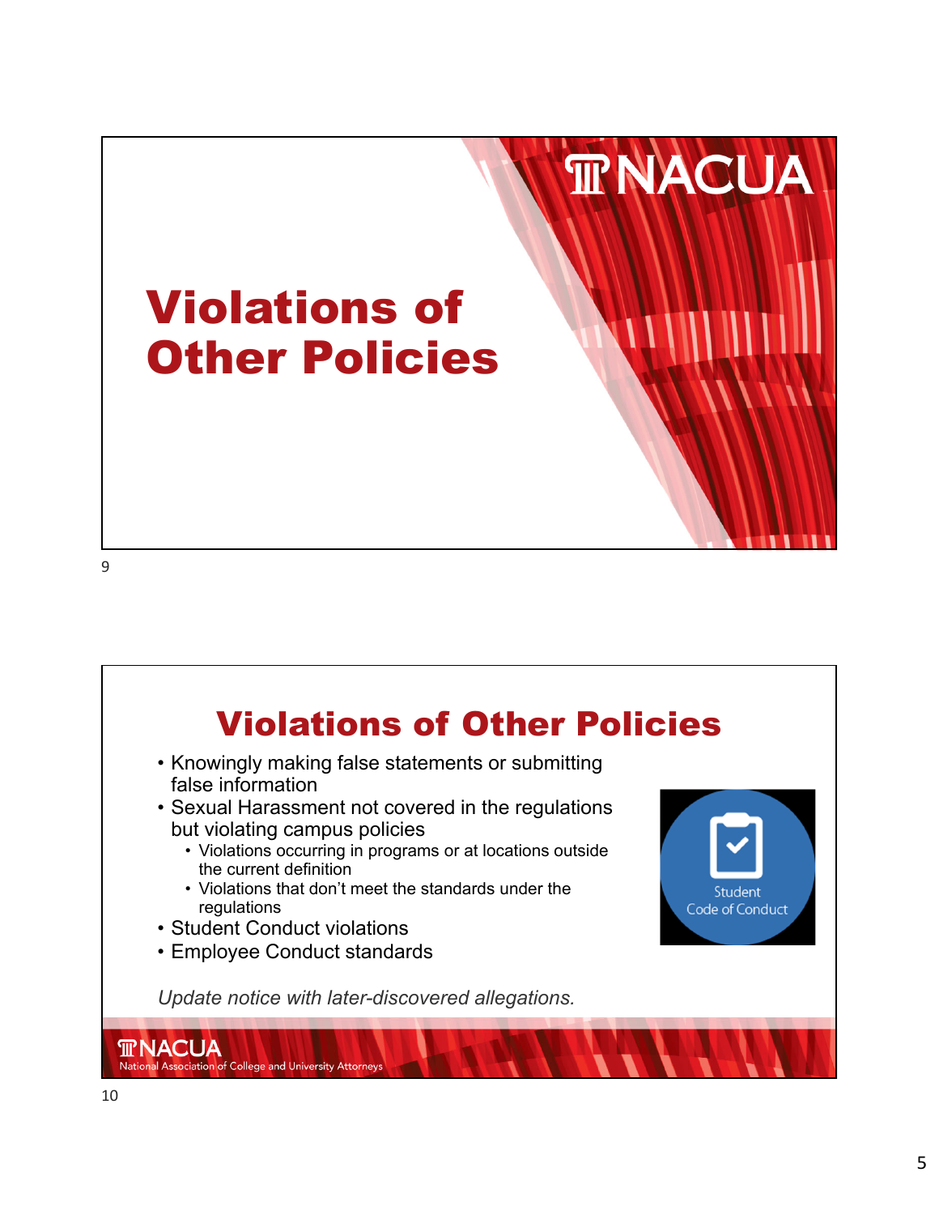# Violations of Other Policies

## Violations of Other Policies

- Knowingly making false statements or submitting false information
- Sexual Harassment not covered in the regulations but violating campus policies
  - Violations occurring in programs or at locations outside the current definition
  - Violations that don't meet the standards under the regulations
- Student Conduct violations
- Employee Conduct standards

Student Code of Conduct

*Update notice with later-discovered allegations.*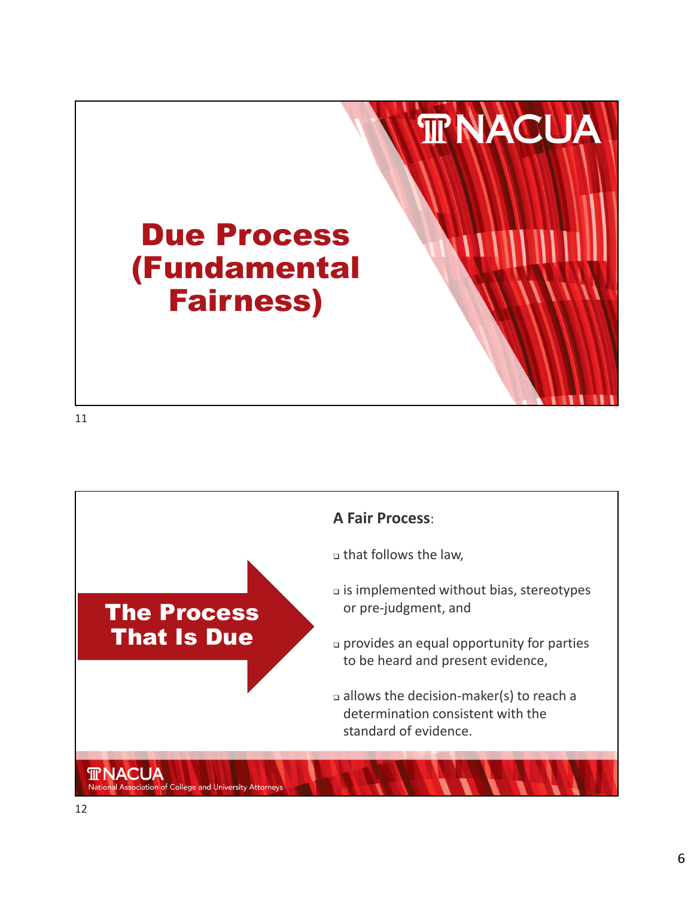# Due Process (Fundamental Fairness)

## The Process That Is Due

**A Fair Process**:

- that follows the law,
- is implemented without bias, stereotypes or pre-judgment, and
- provides an equal opportunity for parties to be heard and present evidence,
- allows the decision-maker(s) to reach a determination consistent with the standard of evidence.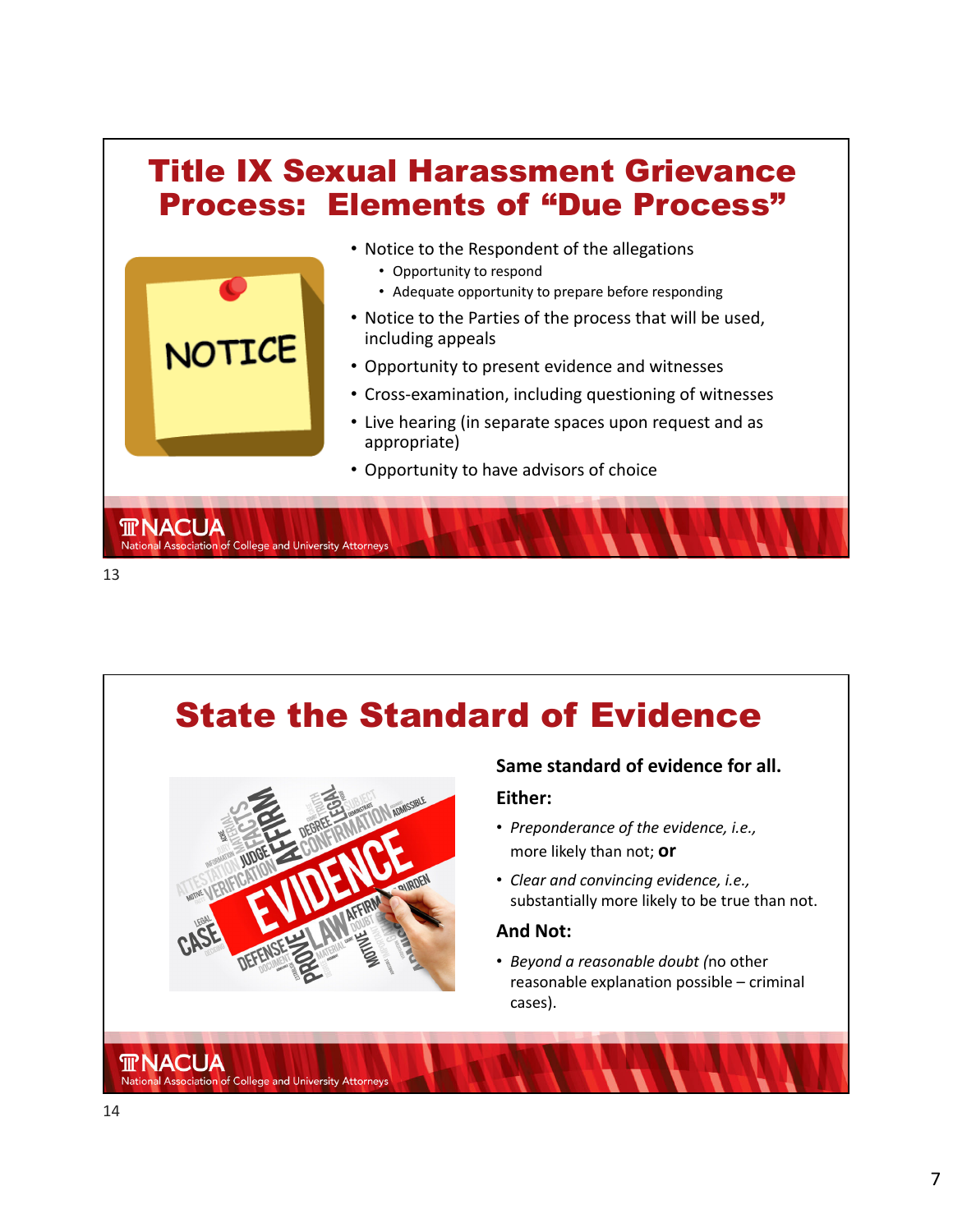# Title IX Sexual Harassment Grievance Process: Elements of "Due Process"

- Notice to the Respondent of the allegations
  - Opportunity to respond
  - Adequate opportunity to prepare before responding
- Notice to the Parties of the process that will be used, including appeals
- Opportunity to present evidence and witnesses
- Cross-examination, including questioning of witnesses
- Live hearing (in separate spaces upon request and as appropriate)
- Opportunity to have advisors of choice

# State the Standard of Evidence

**Same standard of evidence for all.**

**Either:**

- *Preponderance of the evidence, i.e.,* more likely than not; **or**
- *Clear and convincing evidence, i.e.,* substantially more likely to be true than not.

**And Not:**

- *Beyond a reasonable doubt (*no other reasonable explanation possible – criminal cases).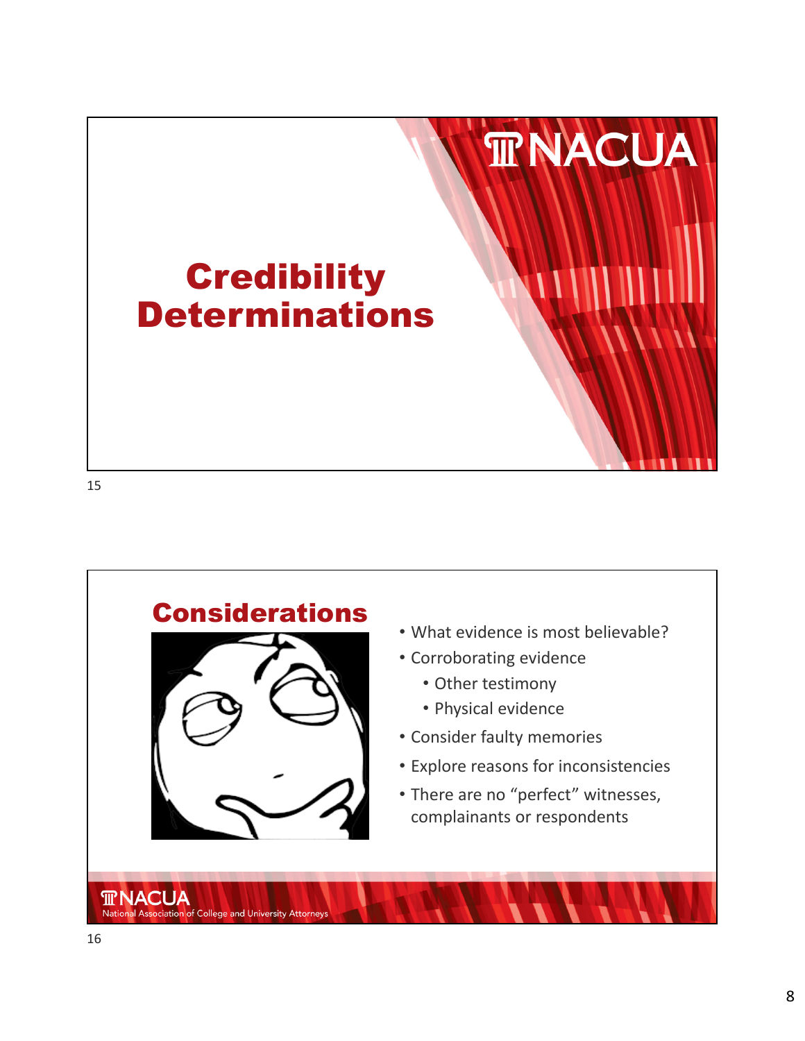# Credibility Determinations

## Considerations

- What evidence is most believable?
- Corroborating evidence
  - Other testimony
  - Physical evidence
- Consider faulty memories
- Explore reasons for inconsistencies
- There are no "perfect" witnesses, complainants or respondents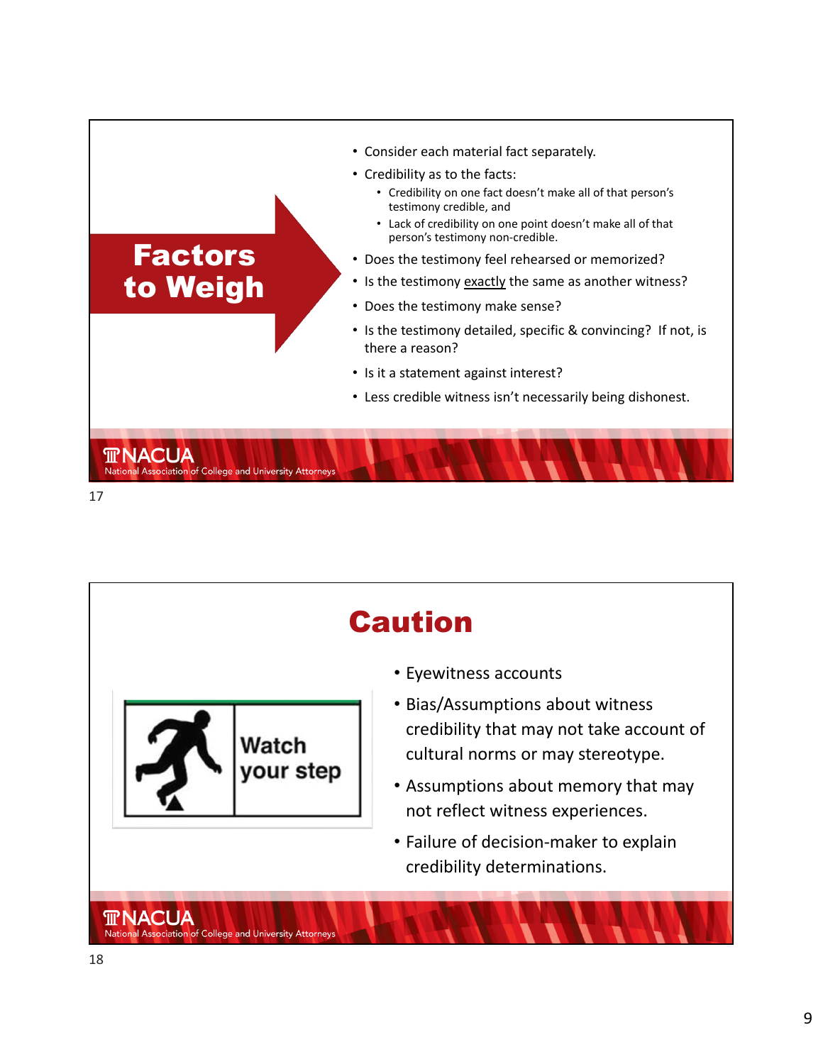## Factors to Weigh

- Consider each material fact separately.
- Credibility as to the facts:
  - Credibility on one fact doesn't make all of that person's testimony credible, and
  - Lack of credibility on one point doesn't make all of that person's testimony non-credible.
- Does the testimony feel rehearsed or memorized?
- Is the testimony exactly the same as another witness?
- Does the testimony make sense?
- Is the testimony detailed, specific & convincing? If not, is there a reason?
- Is it a statement against interest?
- Less credible witness isn't necessarily being dishonest.

NACUA
National Association of College and University Attorneys

17

## Caution

Watch your step

- Eyewitness accounts
- Bias/Assumptions about witness credibility that may not take account of cultural norms or may stereotype.
- Assumptions about memory that may not reflect witness experiences.
- Failure of decision-maker to explain credibility determinations.

NACUA
National Association of College and University Attorneys

18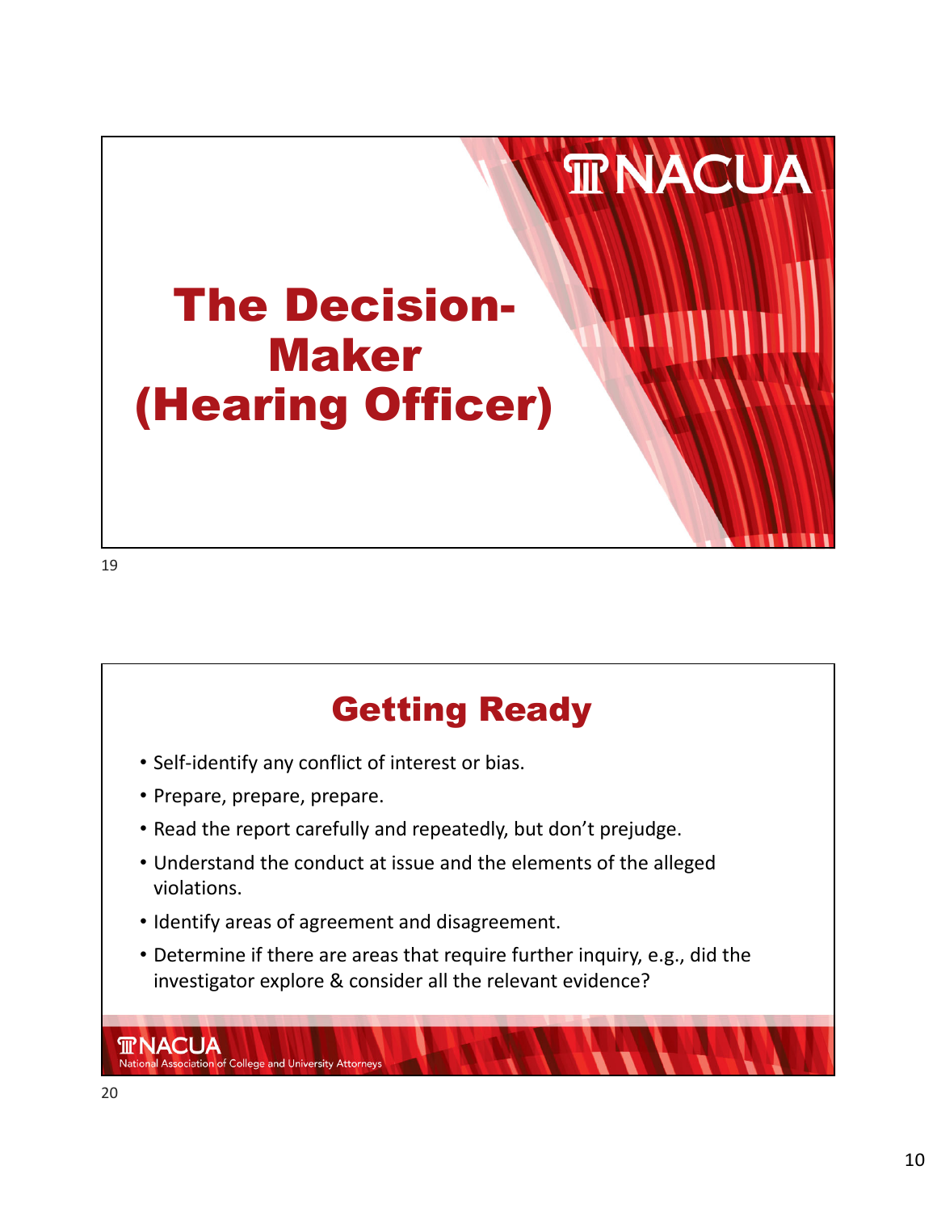# The Decision-Maker (Hearing Officer)

## Getting Ready

- Self-identify any conflict of interest or bias.
- Prepare, prepare, prepare.
- Read the report carefully and repeatedly, but don't prejudge.
- Understand the conduct at issue and the elements of the alleged violations.
- Identify areas of agreement and disagreement.
- Determine if there are areas that require further inquiry, e.g., did the investigator explore & consider all the relevant evidence?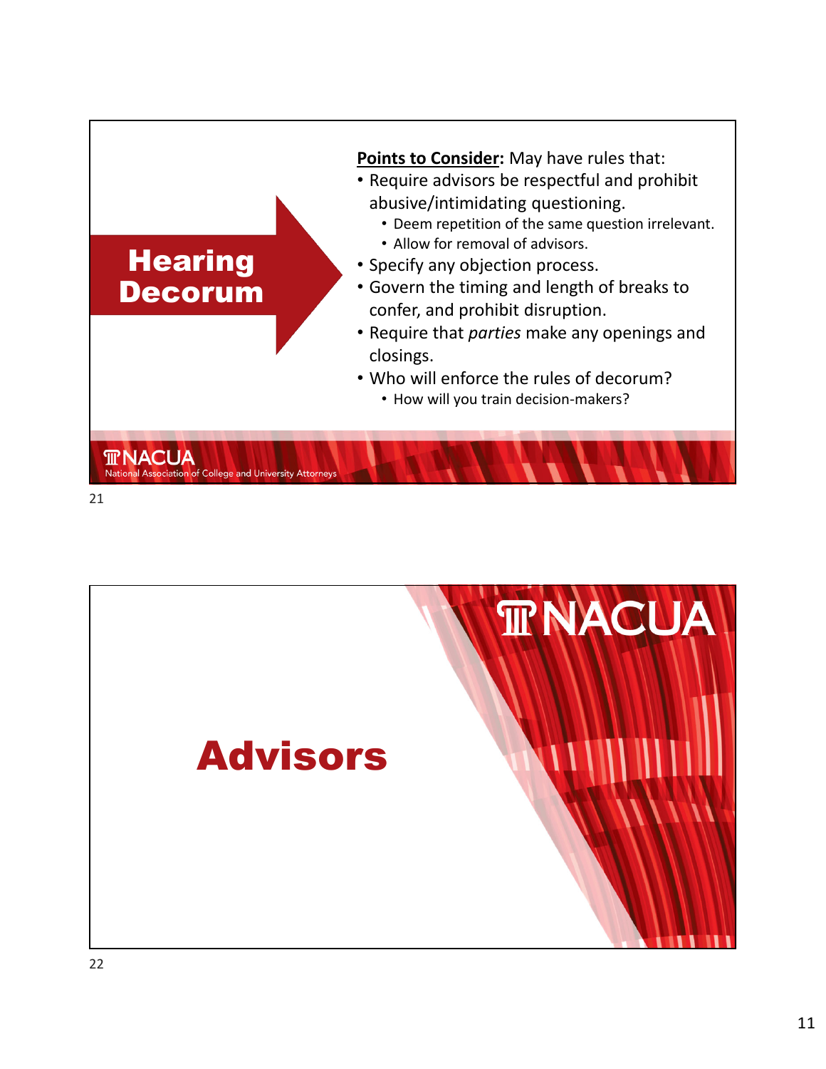## Hearing Decorum

**Points to Consider:** May have rules that:

- Require advisors be respectful and prohibit abusive/intimidating questioning.
  - Deem repetition of the same question irrelevant.
  - Allow for removal of advisors.
- Specify any objection process.
- Govern the timing and length of breaks to confer, and prohibit disruption.
- Require that *parties* make any openings and closings.
- Who will enforce the rules of decorum?
  - How will you train decision-makers?

NACUA
National Association of College and University Attorneys

21

# Advisors

NACUA

22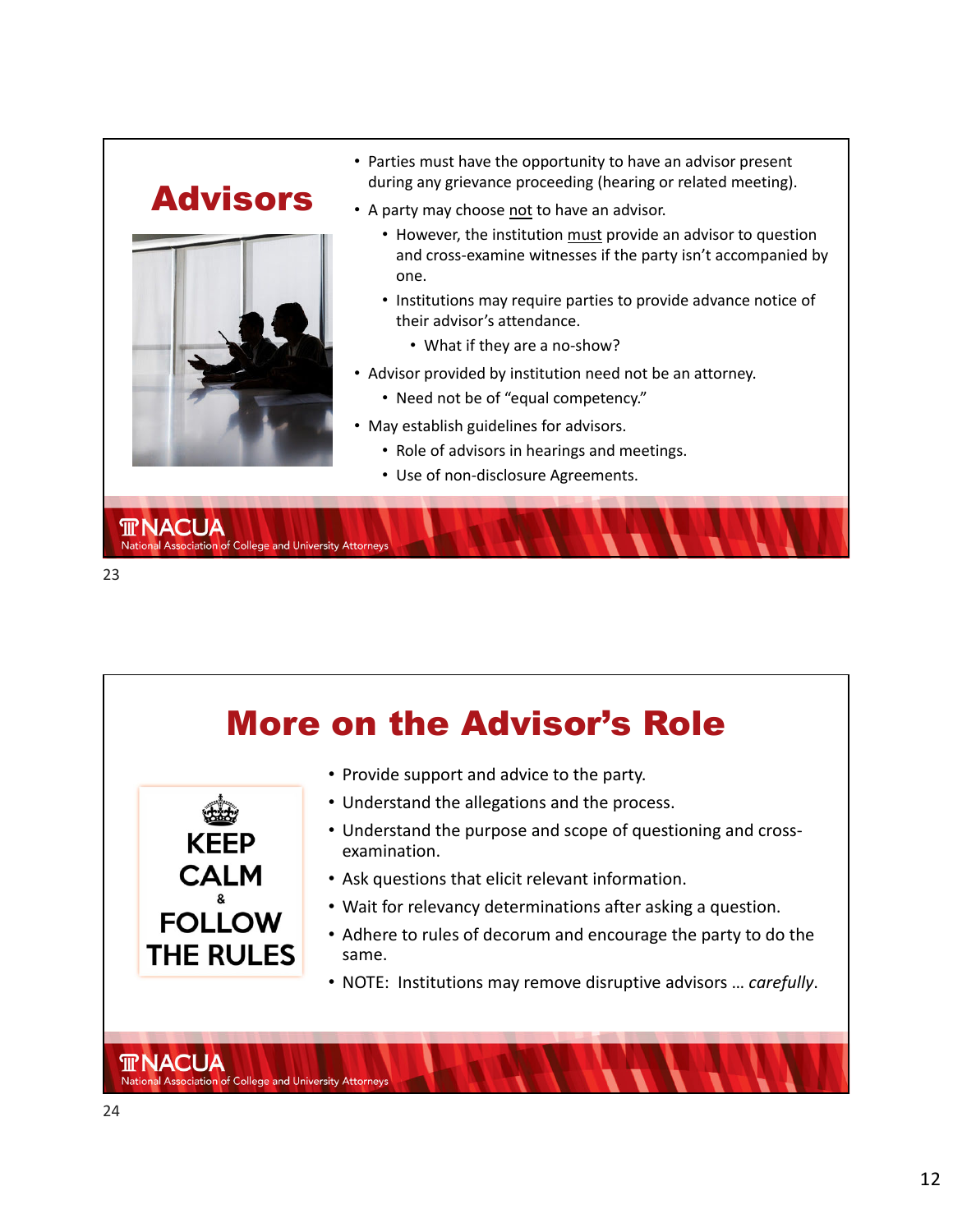## Advisors

- Parties must have the opportunity to have an advisor present during any grievance proceeding (hearing or related meeting).
- A party may choose not to have an advisor.
  - However, the institution must provide an advisor to question and cross-examine witnesses if the party isn't accompanied by one.
  - Institutions may require parties to provide advance notice of their advisor's attendance.
    - What if they are a no-show?
- Advisor provided by institution need not be an attorney.
  - Need not be of "equal competency."
- May establish guidelines for advisors.
  - Role of advisors in hearings and meetings.
  - Use of non-disclosure Agreements.

NACUA
National Association of College and University Attorneys

## More on the Advisor's Role

KEEP CALM & FOLLOW THE RULES

- Provide support and advice to the party.
- Understand the allegations and the process.
- Understand the purpose and scope of questioning and cross-examination.
- Ask questions that elicit relevant information.
- Wait for relevancy determinations after asking a question.
- Adhere to rules of decorum and encourage the party to do the same.
- NOTE: Institutions may remove disruptive advisors … *carefully*.

NACUA
National Association of College and University Attorneys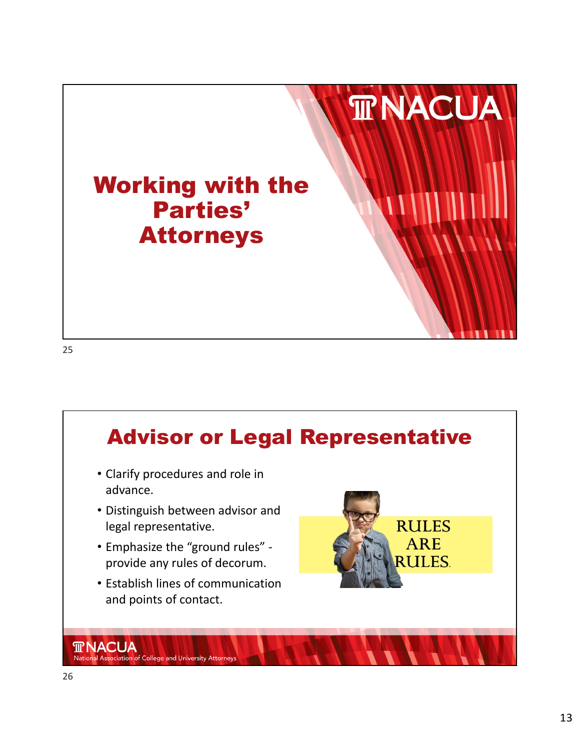# Working with the Parties' Attorneys

## Advisor or Legal Representative

- Clarify procedures and role in advance.
- Distinguish between advisor and legal representative.
- Emphasize the "ground rules" - provide any rules of decorum.
- Establish lines of communication and points of contact.

RULES ARE RULES.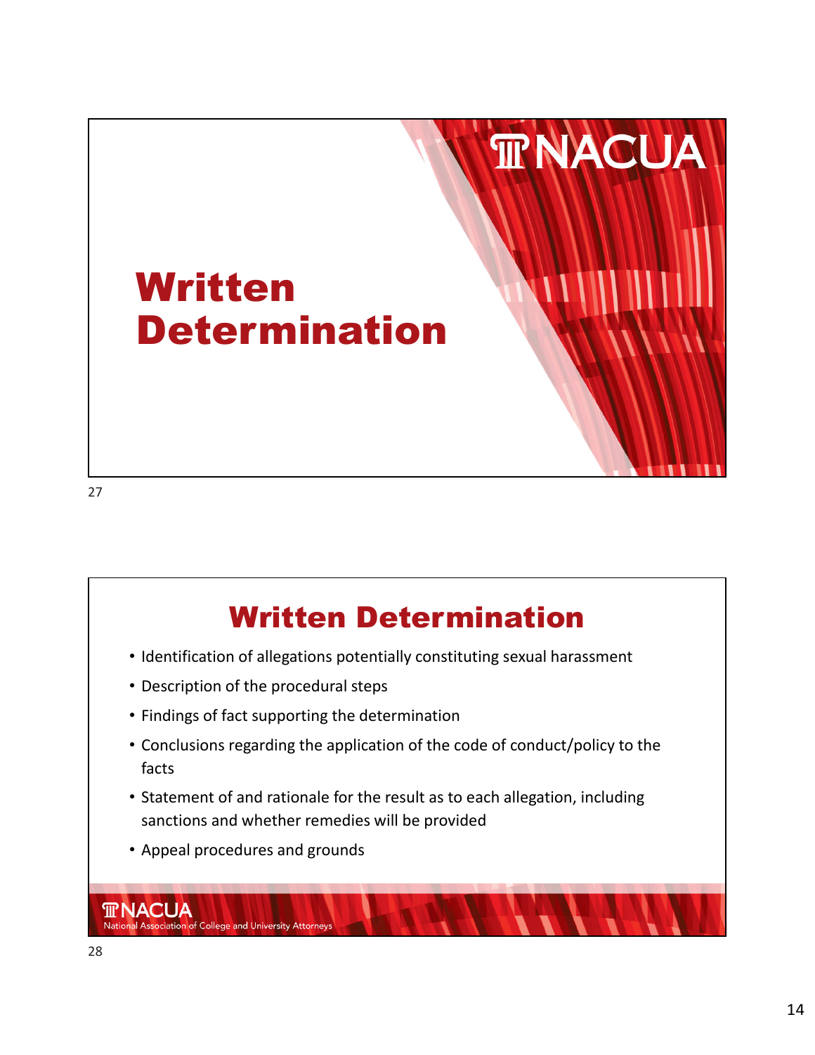# Written Determination

## Written Determination

- Identification of allegations potentially constituting sexual harassment
- Description of the procedural steps
- Findings of fact supporting the determination
- Conclusions regarding the application of the code of conduct/policy to the facts
- Statement of and rationale for the result as to each allegation, including sanctions and whether remedies will be provided
- Appeal procedures and grounds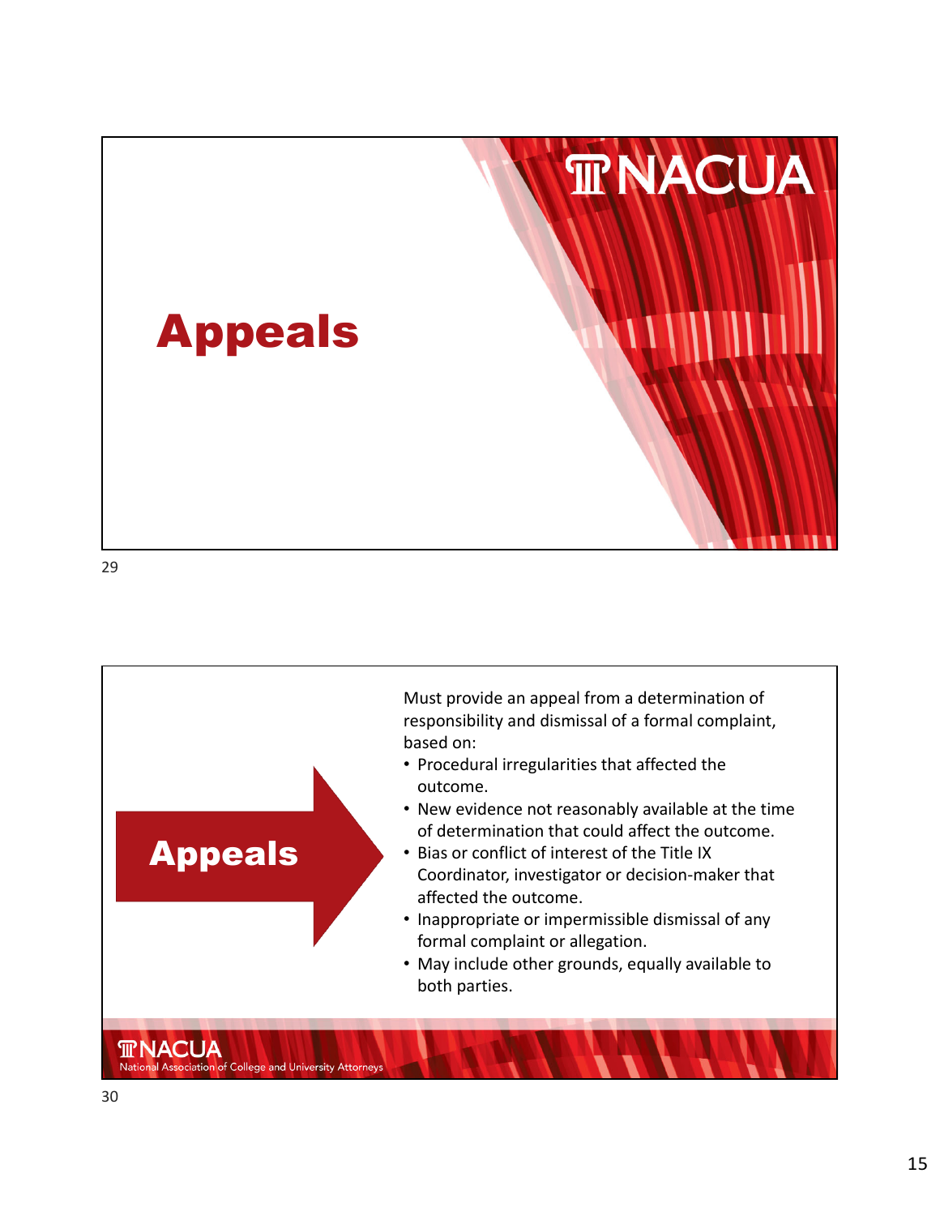# Appeals

## Appeals

Must provide an appeal from a determination of responsibility and dismissal of a formal complaint, based on:

- Procedural irregularities that affected the outcome.
- New evidence not reasonably available at the time of determination that could affect the outcome.
- Bias or conflict of interest of the Title IX Coordinator, investigator or decision-maker that affected the outcome.
- Inappropriate or impermissible dismissal of any formal complaint or allegation.
- May include other grounds, equally available to both parties.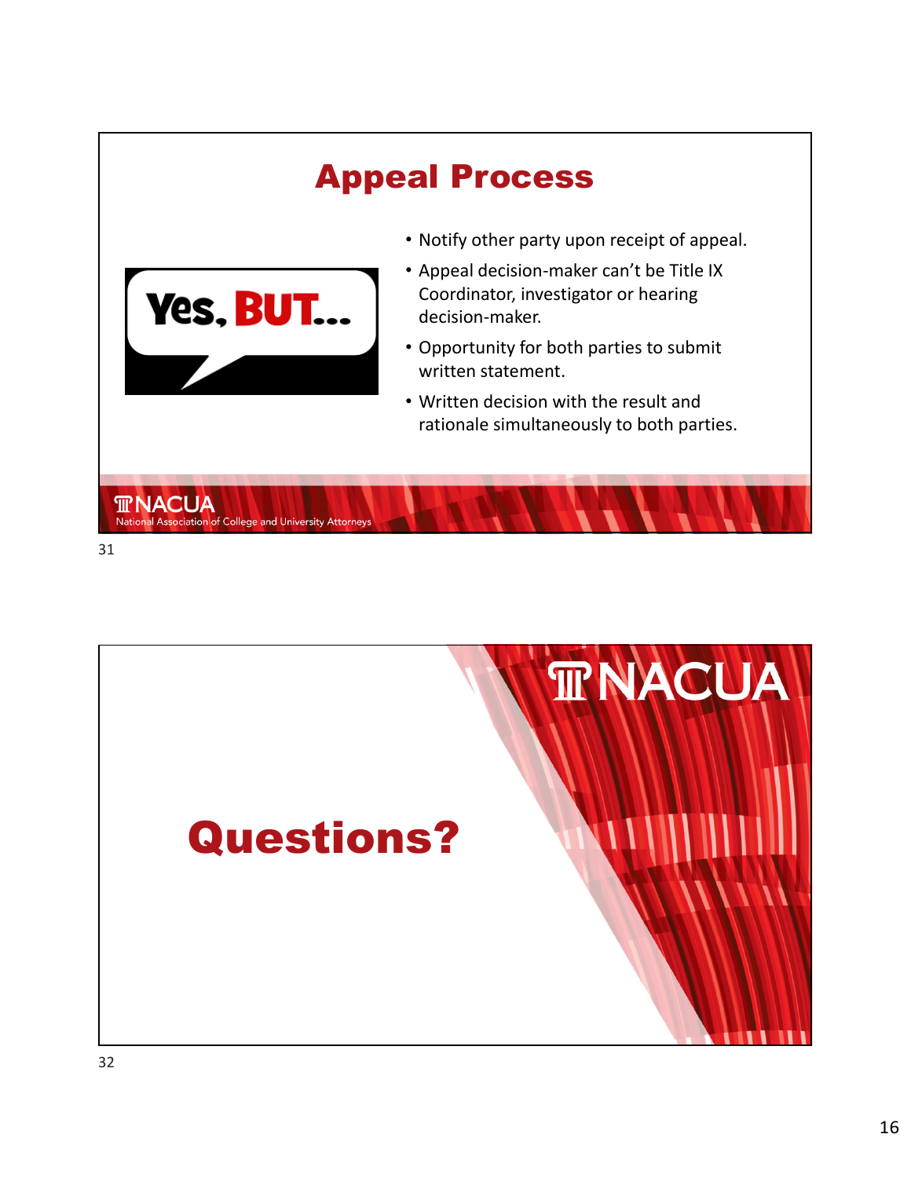# Appeal Process

Yes, BUT...

- Notify other party upon receipt of appeal.
- Appeal decision-maker can't be Title IX Coordinator, investigator or hearing decision-maker.
- Opportunity for both parties to submit written statement.
- Written decision with the result and rationale simultaneously to both parties.

NACUA
National Association of College and University Attorneys

# Questions?

NACUA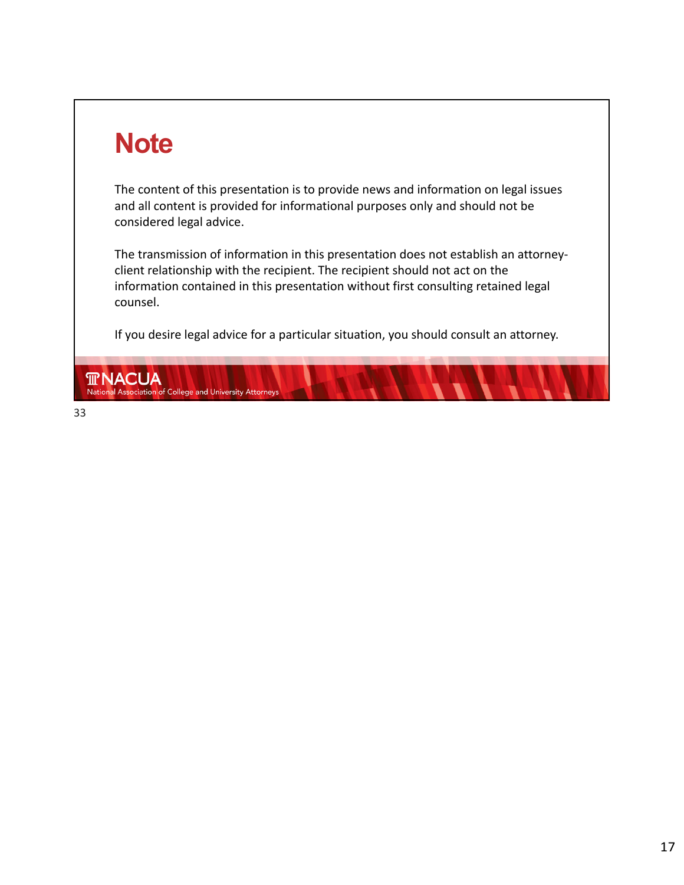# Note

The content of this presentation is to provide news and information on legal issues and all content is provided for informational purposes only and should not be considered legal advice.

The transmission of information in this presentation does not establish an attorney-client relationship with the recipient. The recipient should not act on the information contained in this presentation without first consulting retained legal counsel.

If you desire legal advice for a particular situation, you should consult an attorney.

NACUA
National Association of College and University Attorneys